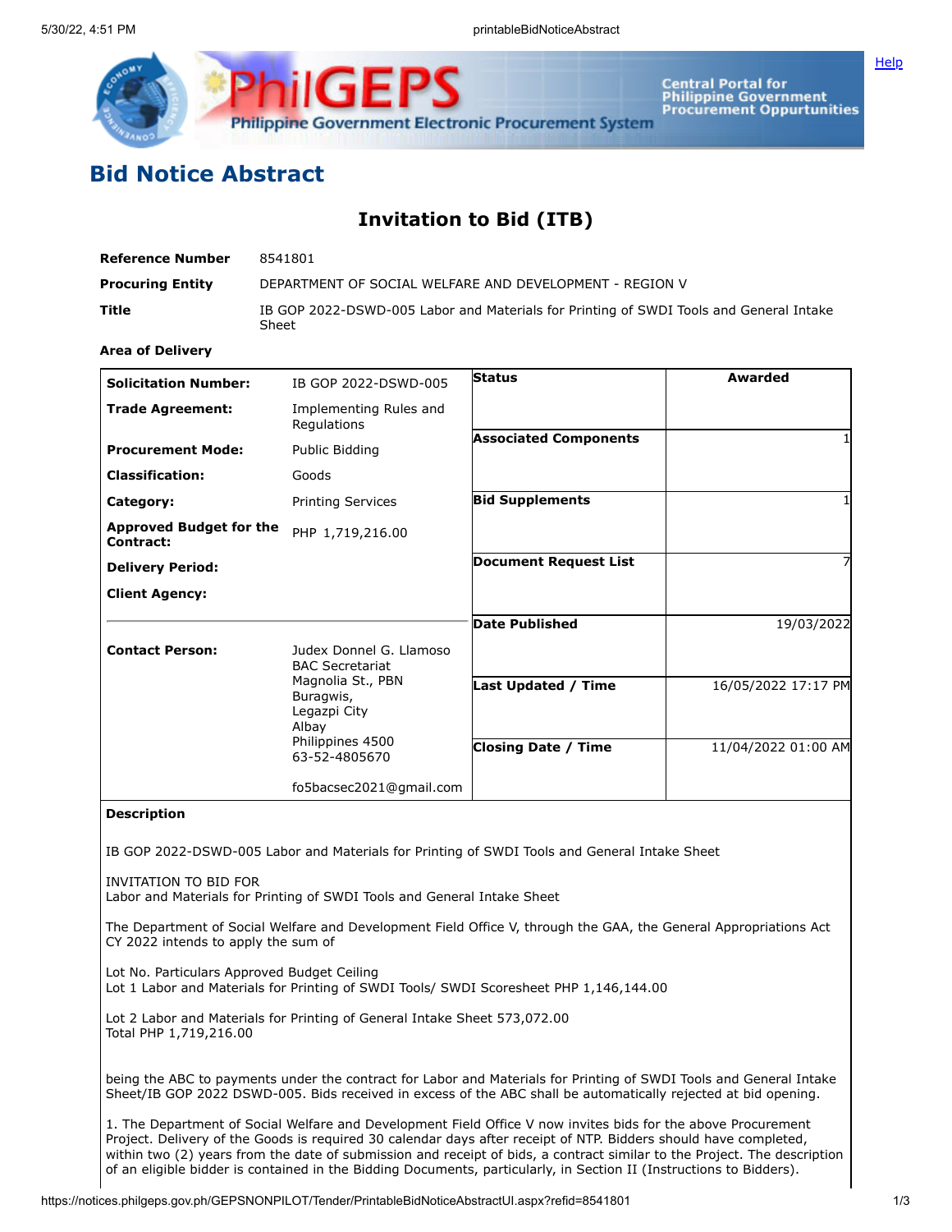# Bid Notice Abstract

## Invitation to Bid (ITB)

| | |
|---|---|
| **Reference Number** | 8541801 |
| **Procuring Entity** | DEPARTMENT OF SOCIAL WELFARE AND DEVELOPMENT - REGION V |
| **Title** | IB GOP 2022-DSWD-005 Labor and Materials for Printing of SWDI Tools and General Intake Sheet |
| **Area of Delivery** | |

| | | | |
|---|---|---|---|
| **Solicitation Number:** | IB GOP 2022-DSWD-005 | **Status** | Awarded |
| **Trade Agreement:** | Implementing Rules and Regulations | **Associated Components** | 1 |
| **Procurement Mode:** | Public Bidding | **Bid Supplements** | 1 |
| **Classification:** | Goods | **Document Request List** | 7 |
| **Category:** | Printing Services | **Date Published** | 19/03/2022 |
| **Approved Budget for the Contract:** | PHP 1,719,216.00 | **Last Updated / Time** | 16/05/2022 17:17 PM |
| **Delivery Period:** | | **Closing Date / Time** | 11/04/2022 01:00 AM |
| **Client Agency:** | | | |
| **Contact Person:** | Judex Donnel G. Llamoso<br>BAC Secretariat<br>Magnolia St., PBN<br>Buragwis,<br>Legazpi City<br>Albay<br>Philippines 4500<br>63-52-4805670<br><br>fo5bacsec2021@gmail.com | | |

**Description**

IB GOP 2022-DSWD-005 Labor and Materials for Printing of SWDI Tools and General Intake Sheet

INVITATION TO BID FOR
Labor and Materials for Printing of SWDI Tools and General Intake Sheet

The Department of Social Welfare and Development Field Office V, through the GAA, the General Appropriations Act CY 2022 intends to apply the sum of

Lot No. Particulars Approved Budget Ceiling
Lot 1 Labor and Materials for Printing of SWDI Tools/ SWDI Scoresheet PHP 1,146,144.00

Lot 2 Labor and Materials for Printing of General Intake Sheet 573,072.00
Total PHP 1,719,216.00

being the ABC to payments under the contract for Labor and Materials for Printing of SWDI Tools and General Intake Sheet/IB GOP 2022 DSWD-005. Bids received in excess of the ABC shall be automatically rejected at bid opening.

1. The Department of Social Welfare and Development Field Office V now invites bids for the above Procurement Project. Delivery of the Goods is required 30 calendar days after receipt of NTP. Bidders should have completed, within two (2) years from the date of submission and receipt of bids, a contract similar to the Project. The description of an eligible bidder is contained in the Bidding Documents, particularly, in Section II (Instructions to Bidders).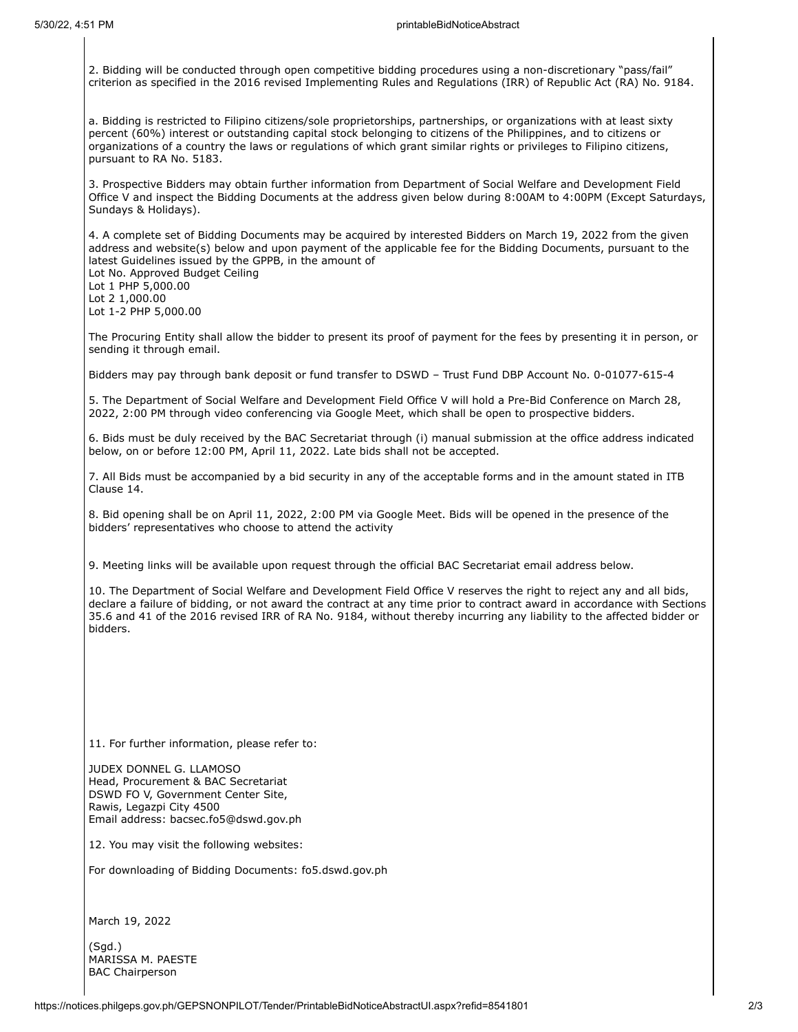2. Bidding will be conducted through open competitive bidding procedures using a non-discretionary "pass/fail" criterion as specified in the 2016 revised Implementing Rules and Regulations (IRR) of Republic Act (RA) No. 9184.

a. Bidding is restricted to Filipino citizens/sole proprietorships, partnerships, or organizations with at least sixty percent (60%) interest or outstanding capital stock belonging to citizens of the Philippines, and to citizens or organizations of a country the laws or regulations of which grant similar rights or privileges to Filipino citizens, pursuant to RA No. 5183.

3. Prospective Bidders may obtain further information from Department of Social Welfare and Development Field Office V and inspect the Bidding Documents at the address given below during 8:00AM to 4:00PM (Except Saturdays, Sundays & Holidays).

4. A complete set of Bidding Documents may be acquired by interested Bidders on March 19, 2022 from the given address and website(s) below and upon payment of the applicable fee for the Bidding Documents, pursuant to the latest Guidelines issued by the GPPB, in the amount of

Lot No. Approved Budget Ceiling
Lot 1 PHP 5,000.00
Lot 2 1,000.00
Lot 1-2 PHP 5,000.00

The Procuring Entity shall allow the bidder to present its proof of payment for the fees by presenting it in person, or sending it through email.

Bidders may pay through bank deposit or fund transfer to DSWD – Trust Fund DBP Account No. 0-01077-615-4

5. The Department of Social Welfare and Development Field Office V will hold a Pre-Bid Conference on March 28, 2022, 2:00 PM through video conferencing via Google Meet, which shall be open to prospective bidders.

6. Bids must be duly received by the BAC Secretariat through (i) manual submission at the office address indicated below, on or before 12:00 PM, April 11, 2022. Late bids shall not be accepted.

7. All Bids must be accompanied by a bid security in any of the acceptable forms and in the amount stated in ITB Clause 14.

8. Bid opening shall be on April 11, 2022, 2:00 PM via Google Meet. Bids will be opened in the presence of the bidders' representatives who choose to attend the activity

9. Meeting links will be available upon request through the official BAC Secretariat email address below.

10. The Department of Social Welfare and Development Field Office V reserves the right to reject any and all bids, declare a failure of bidding, or not award the contract at any time prior to contract award in accordance with Sections 35.6 and 41 of the 2016 revised IRR of RA No. 9184, without thereby incurring any liability to the affected bidder or bidders.

11. For further information, please refer to:

JUDEX DONNEL G. LLAMOSO
Head, Procurement & BAC Secretariat
DSWD FO V, Government Center Site,
Rawis, Legazpi City 4500
Email address: bacsec.fo5@dswd.gov.ph

12. You may visit the following websites:

For downloading of Bidding Documents: fo5.dswd.gov.ph

March 19, 2022

(Sgd.)
MARISSA M. PAESTE
BAC Chairperson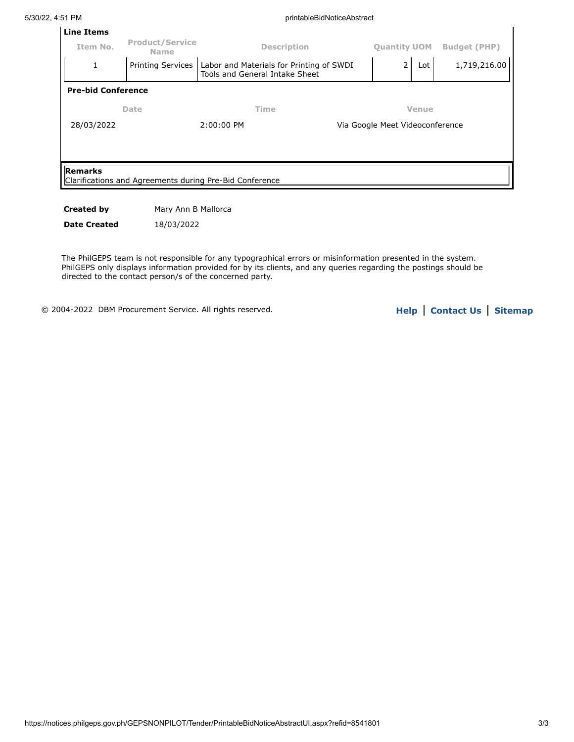**Line Items**

| Item No. | Product/Service Name | Description | Quantity | UOM | Budget (PHP) |
|---|---|---|---|---|---|
| 1 | Printing Services | Labor and Materials for Printing of SWDI Tools and General Intake Sheet | 2 | Lot | 1,719,216.00 |

**Pre-bid Conference**

| Date | Time | Venue |
|---|---|---|
| 28/03/2022 | 2:00:00 PM | Via Google Meet Videoconference |

**Remarks**

Clarifications and Agreements during Pre-Bid Conference

| | |
|---|---|
| **Created by** | Mary Ann B Mallorca |
| **Date Created** | 18/03/2022 |

The PhilGEPS team is not responsible for any typographical errors or misinformation presented in the system. PhilGEPS only displays information provided for by its clients, and any queries regarding the postings should be directed to the contact person/s of the concerned party.

© 2004-2022 DBM Procurement Service. All rights reserved.

**Help** | **Contact Us** | **Sitemap**